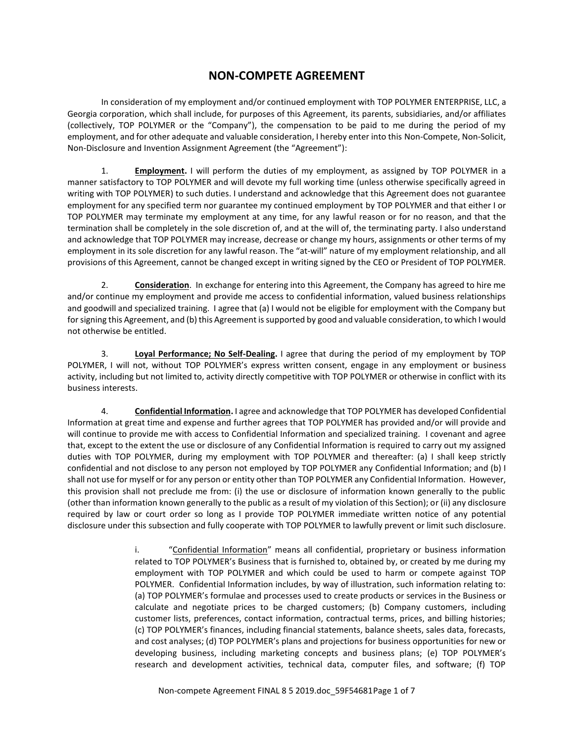# NON-COMPETE AGREEMENT

In consideration of my employment and/or continued employment with TOP POLYMER ENTERPRISE, LLC, a Georgia corporation, which shall include, for purposes of this Agreement, its parents, subsidiaries, and/or affiliates (collectively, TOP POLYMER or the "Company"), the compensation to be paid to me during the period of my employment, and for other adequate and valuable consideration, I hereby enter into this Non-Compete, Non-Solicit, Non-Disclosure and Invention Assignment Agreement (the "Agreement"):

1. **Employment.** I will perform the duties of my employment, as assigned by TOP POLYMER in a manner satisfactory to TOP POLYMER and will devote my full working time (unless otherwise specifically agreed in writing with TOP POLYMER) to such duties. I understand and acknowledge that this Agreement does not guarantee employment for any specified term nor guarantee my continued employment by TOP POLYMER and that either I or TOP POLYMER may terminate my employment at any time, for any lawful reason or for no reason, and that the termination shall be completely in the sole discretion of, and at the will of, the terminating party. I also understand and acknowledge that TOP POLYMER may increase, decrease or change my hours, assignments or other terms of my employment in its sole discretion for any lawful reason. The "at-will" nature of my employment relationship, and all provisions of this Agreement, cannot be changed except in writing signed by the CEO or President of TOP POLYMER.

2. **Consideration**. In exchange for entering into this Agreement, the Company has agreed to hire me and/or continue my employment and provide me access to confidential information, valued business relationships and goodwill and specialized training. I agree that (a) I would not be eligible for employment with the Company but for signing this Agreement, and (b) this Agreement is supported by good and valuable consideration, to which I would not otherwise be entitled.

3. **Loyal Performance; No Self-Dealing.** I agree that during the period of my employment by TOP POLYMER, I will not, without TOP POLYMER's express written consent, engage in any employment or business activity, including but not limited to, activity directly competitive with TOP POLYMER or otherwise in conflict with its business interests.

4. **Confidential Information.** I agree and acknowledge that TOP POLYMER has developed Confidential Information at great time and expense and further agrees that TOP POLYMER has provided and/or will provide and will continue to provide me with access to Confidential Information and specialized training. I covenant and agree that, except to the extent the use or disclosure of any Confidential Information is required to carry out my assigned duties with TOP POLYMER, during my employment with TOP POLYMER and thereafter: (a) I shall keep strictly confidential and not disclose to any person not employed by TOP POLYMER any Confidential Information; and (b) I shall not use for myself or for any person or entity other than TOP POLYMER any Confidential Information. However, this provision shall not preclude me from: (i) the use or disclosure of information known generally to the public (other than information known generally to the public as a result of my violation of this Section); or (ii) any disclosure required by law or court order so long as I provide TOP POLYMER immediate written notice of any potential disclosure under this subsection and fully cooperate with TOP POLYMER to lawfully prevent or limit such disclosure.

   i. "Confidential Information" means all confidential, proprietary or business information related to TOP POLYMER's Business that is furnished to, obtained by, or created by me during my employment with TOP POLYMER and which could be used to harm or compete against TOP POLYMER. Confidential Information includes, by way of illustration, such information relating to: (a) TOP POLYMER's formulae and processes used to create products or services in the Business or calculate and negotiate prices to be charged customers; (b) Company customers, including customer lists, preferences, contact information, contractual terms, prices, and billing histories; (c) TOP POLYMER's finances, including financial statements, balance sheets, sales data, forecasts, and cost analyses; (d) TOP POLYMER's plans and projections for business opportunities for new or developing business, including marketing concepts and business plans; (e) TOP POLYMER's research and development activities, technical data, computer files, and software; (f) TOP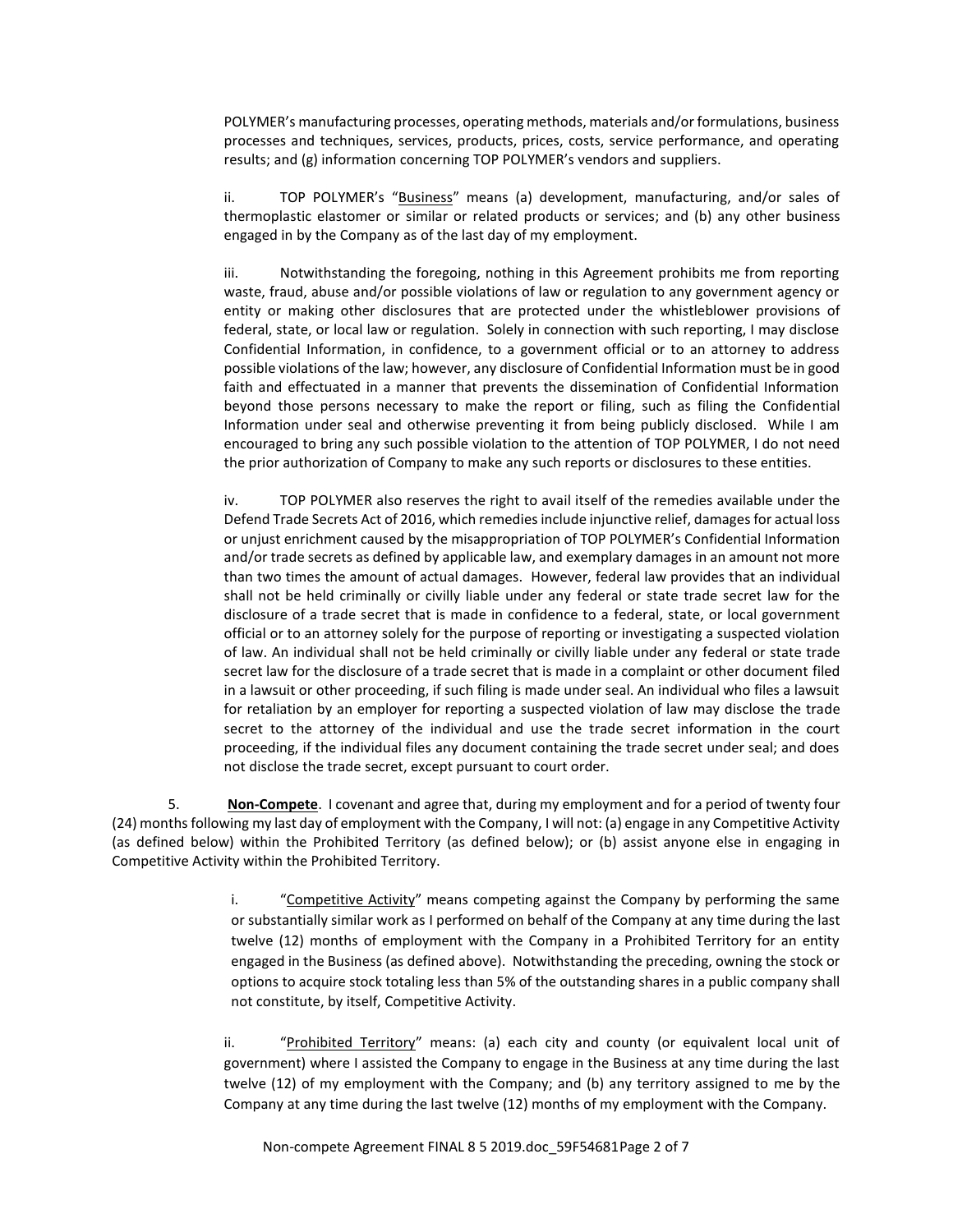POLYMER's manufacturing processes, operating methods, materials and/or formulations, business processes and techniques, services, products, prices, costs, service performance, and operating results; and (g) information concerning TOP POLYMER's vendors and suppliers.

ii. TOP POLYMER's "Business" means (a) development, manufacturing, and/or sales of thermoplastic elastomer or similar or related products or services; and (b) any other business engaged in by the Company as of the last day of my employment.

iii. Notwithstanding the foregoing, nothing in this Agreement prohibits me from reporting waste, fraud, abuse and/or possible violations of law or regulation to any government agency or entity or making other disclosures that are protected under the whistleblower provisions of federal, state, or local law or regulation. Solely in connection with such reporting, I may disclose Confidential Information, in confidence, to a government official or to an attorney to address possible violations of the law; however, any disclosure of Confidential Information must be in good faith and effectuated in a manner that prevents the dissemination of Confidential Information beyond those persons necessary to make the report or filing, such as filing the Confidential Information under seal and otherwise preventing it from being publicly disclosed. While I am encouraged to bring any such possible violation to the attention of TOP POLYMER, I do not need the prior authorization of Company to make any such reports or disclosures to these entities.

iv. TOP POLYMER also reserves the right to avail itself of the remedies available under the Defend Trade Secrets Act of 2016, which remedies include injunctive relief, damages for actual loss or unjust enrichment caused by the misappropriation of TOP POLYMER's Confidential Information and/or trade secrets as defined by applicable law, and exemplary damages in an amount not more than two times the amount of actual damages. However, federal law provides that an individual shall not be held criminally or civilly liable under any federal or state trade secret law for the disclosure of a trade secret that is made in confidence to a federal, state, or local government official or to an attorney solely for the purpose of reporting or investigating a suspected violation of law. An individual shall not be held criminally or civilly liable under any federal or state trade secret law for the disclosure of a trade secret that is made in a complaint or other document filed in a lawsuit or other proceeding, if such filing is made under seal. An individual who files a lawsuit for retaliation by an employer for reporting a suspected violation of law may disclose the trade secret to the attorney of the individual and use the trade secret information in the court proceeding, if the individual files any document containing the trade secret under seal; and does not disclose the trade secret, except pursuant to court order.

5. **Non-Compete**. I covenant and agree that, during my employment and for a period of twenty four (24) months following my last day of employment with the Company, I will not: (a) engage in any Competitive Activity (as defined below) within the Prohibited Territory (as defined below); or (b) assist anyone else in engaging in Competitive Activity within the Prohibited Territory.

i. "Competitive Activity" means competing against the Company by performing the same or substantially similar work as I performed on behalf of the Company at any time during the last twelve (12) months of employment with the Company in a Prohibited Territory for an entity engaged in the Business (as defined above). Notwithstanding the preceding, owning the stock or options to acquire stock totaling less than 5% of the outstanding shares in a public company shall not constitute, by itself, Competitive Activity.

ii. "Prohibited Territory" means: (a) each city and county (or equivalent local unit of government) where I assisted the Company to engage in the Business at any time during the last twelve (12) of my employment with the Company; and (b) any territory assigned to me by the Company at any time during the last twelve (12) months of my employment with the Company.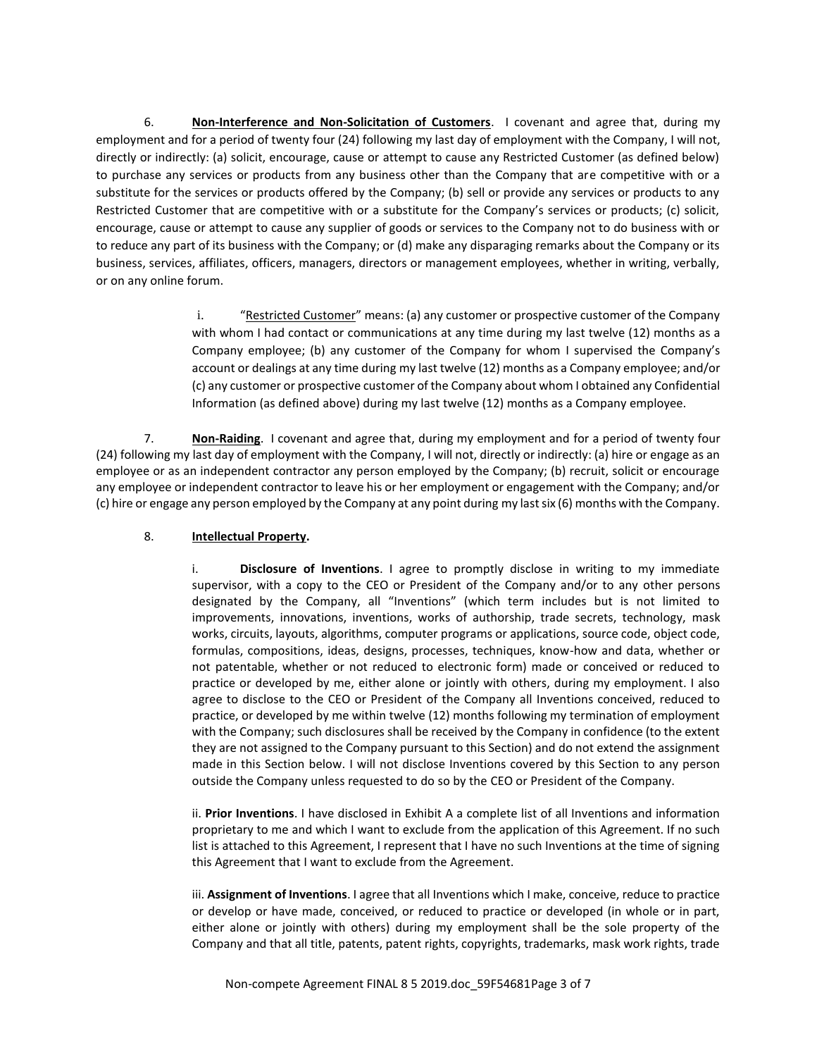6. **<u>Non-Interference and Non-Solicitation of Customers</u>**. I covenant and agree that, during my employment and for a period of twenty four (24) following my last day of employment with the Company, I will not, directly or indirectly: (a) solicit, encourage, cause or attempt to cause any Restricted Customer (as defined below) to purchase any services or products from any business other than the Company that are competitive with or a substitute for the services or products offered by the Company; (b) sell or provide any services or products to any Restricted Customer that are competitive with or a substitute for the Company's services or products; (c) solicit, encourage, cause or attempt to cause any supplier of goods or services to the Company not to do business with or to reduce any part of its business with the Company; or (d) make any disparaging remarks about the Company or its business, services, affiliates, officers, managers, directors or management employees, whether in writing, verbally, or on any online forum.

> i. "<u>Restricted Customer</u>" means: (a) any customer or prospective customer of the Company with whom I had contact or communications at any time during my last twelve (12) months as a Company employee; (b) any customer of the Company for whom I supervised the Company's account or dealings at any time during my last twelve (12) months as a Company employee; and/or (c) any customer or prospective customer of the Company about whom I obtained any Confidential Information (as defined above) during my last twelve (12) months as a Company employee.

7. **<u>Non-Raiding</u>**. I covenant and agree that, during my employment and for a period of twenty four (24) following my last day of employment with the Company, I will not, directly or indirectly: (a) hire or engage as an employee or as an independent contractor any person employed by the Company; (b) recruit, solicit or encourage any employee or independent contractor to leave his or her employment or engagement with the Company; and/or (c) hire or engage any person employed by the Company at any point during my last six (6) months with the Company.

8. **<u>Intellectual Property</u>.**

> i. **Disclosure of Inventions**. I agree to promptly disclose in writing to my immediate supervisor, with a copy to the CEO or President of the Company and/or to any other persons designated by the Company, all "Inventions" (which term includes but is not limited to improvements, innovations, inventions, works of authorship, trade secrets, technology, mask works, circuits, layouts, algorithms, computer programs or applications, source code, object code, formulas, compositions, ideas, designs, processes, techniques, know-how and data, whether or not patentable, whether or not reduced to electronic form) made or conceived or reduced to practice or developed by me, either alone or jointly with others, during my employment. I also agree to disclose to the CEO or President of the Company all Inventions conceived, reduced to practice, or developed by me within twelve (12) months following my termination of employment with the Company; such disclosures shall be received by the Company in confidence (to the extent they are not assigned to the Company pursuant to this Section) and do not extend the assignment made in this Section below. I will not disclose Inventions covered by this Section to any person outside the Company unless requested to do so by the CEO or President of the Company.
>
> ii. **Prior Inventions**. I have disclosed in Exhibit A a complete list of all Inventions and information proprietary to me and which I want to exclude from the application of this Agreement. If no such list is attached to this Agreement, I represent that I have no such Inventions at the time of signing this Agreement that I want to exclude from the Agreement.
>
> iii. **Assignment of Inventions**. I agree that all Inventions which I make, conceive, reduce to practice or develop or have made, conceived, or reduced to practice or developed (in whole or in part, either alone or jointly with others) during my employment shall be the sole property of the Company and that all title, patents, patent rights, copyrights, trademarks, mask work rights, trade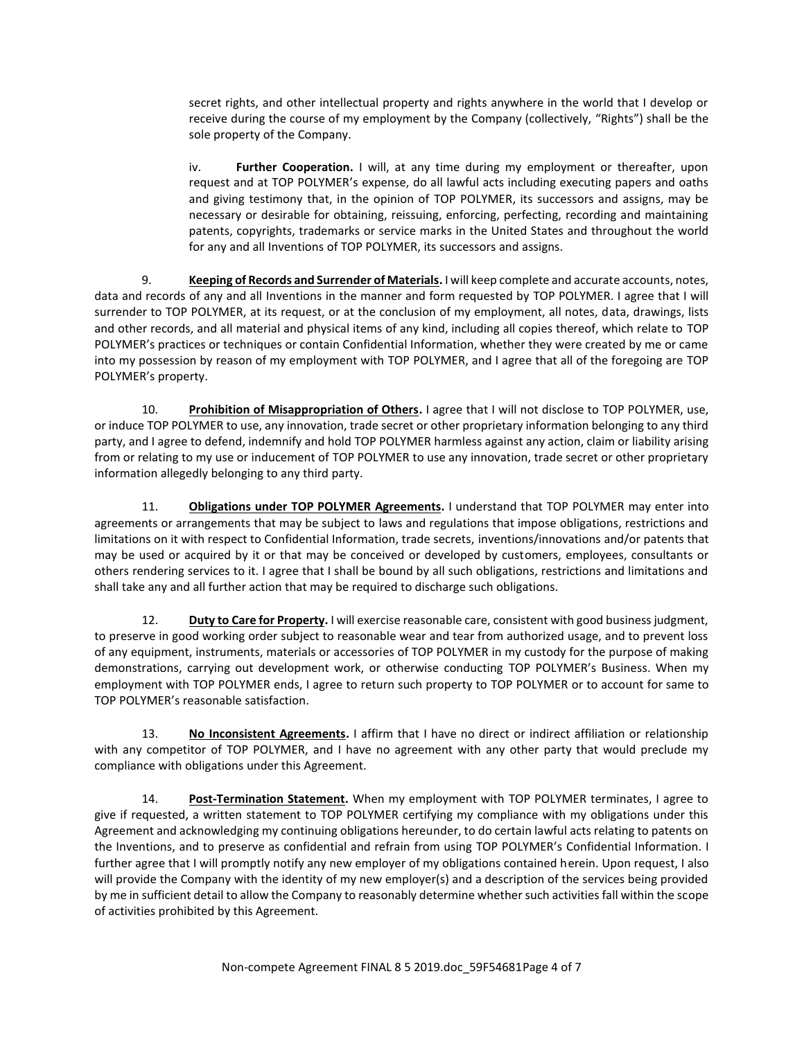secret rights, and other intellectual property and rights anywhere in the world that I develop or receive during the course of my employment by the Company (collectively, "Rights") shall be the sole property of the Company.

iv. **Further Cooperation.** I will, at any time during my employment or thereafter, upon request and at TOP POLYMER's expense, do all lawful acts including executing papers and oaths and giving testimony that, in the opinion of TOP POLYMER, its successors and assigns, may be necessary or desirable for obtaining, reissuing, enforcing, perfecting, recording and maintaining patents, copyrights, trademarks or service marks in the United States and throughout the world for any and all Inventions of TOP POLYMER, its successors and assigns.

9. **Keeping of Records and Surrender of Materials.** I will keep complete and accurate accounts, notes, data and records of any and all Inventions in the manner and form requested by TOP POLYMER. I agree that I will surrender to TOP POLYMER, at its request, or at the conclusion of my employment, all notes, data, drawings, lists and other records, and all material and physical items of any kind, including all copies thereof, which relate to TOP POLYMER's practices or techniques or contain Confidential Information, whether they were created by me or came into my possession by reason of my employment with TOP POLYMER, and I agree that all of the foregoing are TOP POLYMER's property.

10. **Prohibition of Misappropriation of Others.** I agree that I will not disclose to TOP POLYMER, use, or induce TOP POLYMER to use, any innovation, trade secret or other proprietary information belonging to any third party, and I agree to defend, indemnify and hold TOP POLYMER harmless against any action, claim or liability arising from or relating to my use or inducement of TOP POLYMER to use any innovation, trade secret or other proprietary information allegedly belonging to any third party.

11. **Obligations under TOP POLYMER Agreements.** I understand that TOP POLYMER may enter into agreements or arrangements that may be subject to laws and regulations that impose obligations, restrictions and limitations on it with respect to Confidential Information, trade secrets, inventions/innovations and/or patents that may be used or acquired by it or that may be conceived or developed by customers, employees, consultants or others rendering services to it. I agree that I shall be bound by all such obligations, restrictions and limitations and shall take any and all further action that may be required to discharge such obligations.

12. **Duty to Care for Property.** I will exercise reasonable care, consistent with good business judgment, to preserve in good working order subject to reasonable wear and tear from authorized usage, and to prevent loss of any equipment, instruments, materials or accessories of TOP POLYMER in my custody for the purpose of making demonstrations, carrying out development work, or otherwise conducting TOP POLYMER's Business. When my employment with TOP POLYMER ends, I agree to return such property to TOP POLYMER or to account for same to TOP POLYMER's reasonable satisfaction.

13. **No Inconsistent Agreements.** I affirm that I have no direct or indirect affiliation or relationship with any competitor of TOP POLYMER, and I have no agreement with any other party that would preclude my compliance with obligations under this Agreement.

14. **Post-Termination Statement.** When my employment with TOP POLYMER terminates, I agree to give if requested, a written statement to TOP POLYMER certifying my compliance with my obligations under this Agreement and acknowledging my continuing obligations hereunder, to do certain lawful acts relating to patents on the Inventions, and to preserve as confidential and refrain from using TOP POLYMER's Confidential Information. I further agree that I will promptly notify any new employer of my obligations contained herein. Upon request, I also will provide the Company with the identity of my new employer(s) and a description of the services being provided by me in sufficient detail to allow the Company to reasonably determine whether such activities fall within the scope of activities prohibited by this Agreement.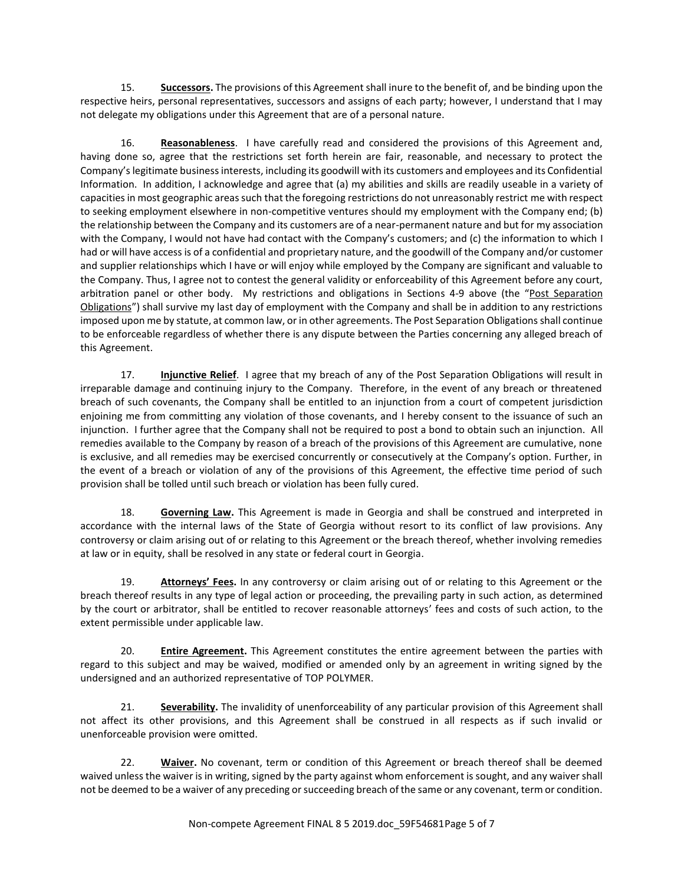15. **Successors.** The provisions of this Agreement shall inure to the benefit of, and be binding upon the respective heirs, personal representatives, successors and assigns of each party; however, I understand that I may not delegate my obligations under this Agreement that are of a personal nature.

16. **Reasonableness**. I have carefully read and considered the provisions of this Agreement and, having done so, agree that the restrictions set forth herein are fair, reasonable, and necessary to protect the Company's legitimate business interests, including its goodwill with its customers and employees and its Confidential Information. In addition, I acknowledge and agree that (a) my abilities and skills are readily useable in a variety of capacities in most geographic areas such that the foregoing restrictions do not unreasonably restrict me with respect to seeking employment elsewhere in non-competitive ventures should my employment with the Company end; (b) the relationship between the Company and its customers are of a near-permanent nature and but for my association with the Company, I would not have had contact with the Company's customers; and (c) the information to which I had or will have access is of a confidential and proprietary nature, and the goodwill of the Company and/or customer and supplier relationships which I have or will enjoy while employed by the Company are significant and valuable to the Company. Thus, I agree not to contest the general validity or enforceability of this Agreement before any court, arbitration panel or other body. My restrictions and obligations in Sections 4-9 above (the "Post Separation Obligations") shall survive my last day of employment with the Company and shall be in addition to any restrictions imposed upon me by statute, at common law, or in other agreements. The Post Separation Obligations shall continue to be enforceable regardless of whether there is any dispute between the Parties concerning any alleged breach of this Agreement.

17. **Injunctive Relief**. I agree that my breach of any of the Post Separation Obligations will result in irreparable damage and continuing injury to the Company. Therefore, in the event of any breach or threatened breach of such covenants, the Company shall be entitled to an injunction from a court of competent jurisdiction enjoining me from committing any violation of those covenants, and I hereby consent to the issuance of such an injunction. I further agree that the Company shall not be required to post a bond to obtain such an injunction. All remedies available to the Company by reason of a breach of the provisions of this Agreement are cumulative, none is exclusive, and all remedies may be exercised concurrently or consecutively at the Company's option. Further, in the event of a breach or violation of any of the provisions of this Agreement, the effective time period of such provision shall be tolled until such breach or violation has been fully cured.

18. **Governing Law.** This Agreement is made in Georgia and shall be construed and interpreted in accordance with the internal laws of the State of Georgia without resort to its conflict of law provisions. Any controversy or claim arising out of or relating to this Agreement or the breach thereof, whether involving remedies at law or in equity, shall be resolved in any state or federal court in Georgia.

19. **Attorneys' Fees.** In any controversy or claim arising out of or relating to this Agreement or the breach thereof results in any type of legal action or proceeding, the prevailing party in such action, as determined by the court or arbitrator, shall be entitled to recover reasonable attorneys' fees and costs of such action, to the extent permissible under applicable law.

20. **Entire Agreement.** This Agreement constitutes the entire agreement between the parties with regard to this subject and may be waived, modified or amended only by an agreement in writing signed by the undersigned and an authorized representative of TOP POLYMER.

21. **Severability.** The invalidity of unenforceability of any particular provision of this Agreement shall not affect its other provisions, and this Agreement shall be construed in all respects as if such invalid or unenforceable provision were omitted.

22. **Waiver.** No covenant, term or condition of this Agreement or breach thereof shall be deemed waived unless the waiver is in writing, signed by the party against whom enforcement is sought, and any waiver shall not be deemed to be a waiver of any preceding or succeeding breach of the same or any covenant, term or condition.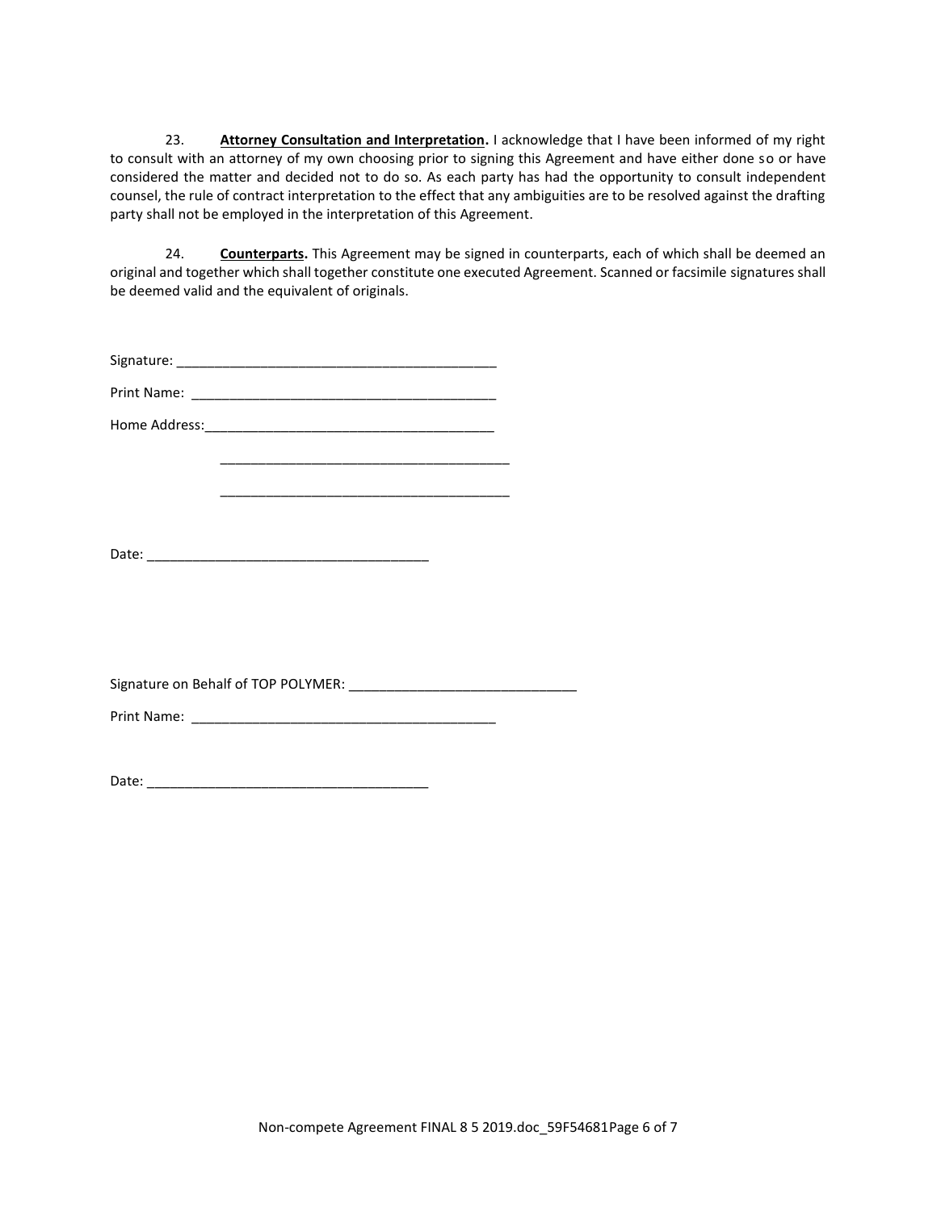23. **Attorney Consultation and Interpretation.** I acknowledge that I have been informed of my right to consult with an attorney of my own choosing prior to signing this Agreement and have either done so or have considered the matter and decided not to do so. As each party has had the opportunity to consult independent counsel, the rule of contract interpretation to the effect that any ambiguities are to be resolved against the drafting party shall not be employed in the interpretation of this Agreement.

24. **Counterparts.** This Agreement may be signed in counterparts, each of which shall be deemed an original and together which shall together constitute one executed Agreement. Scanned or facsimile signatures shall be deemed valid and the equivalent of originals.

Signature: ___________________________________________

Print Name: ___________________________________________

Home Address: ___________________________________________

___________________________________________

___________________________________________

Date: _______________________________________

Signature on Behalf of TOP POLYMER: ______________________________

Print Name: ___________________________________________

Date: _______________________________________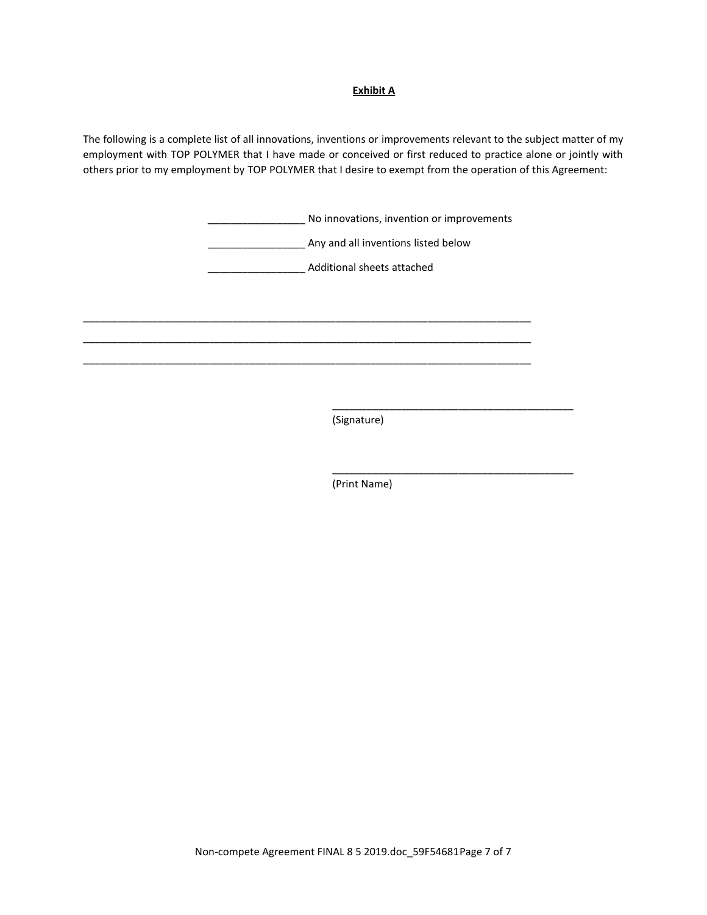**Exhibit A**

The following is a complete list of all innovations, inventions or improvements relevant to the subject matter of my employment with TOP POLYMER that I have made or conceived or first reduced to practice alone or jointly with others prior to my employment by TOP POLYMER that I desire to exempt from the operation of this Agreement:

_________________ No innovations, invention or improvements

_________________ Any and all inventions listed below

_________________ Additional sheets attached

______________________________________________________________________________

______________________________________________________________________________

______________________________________________________________________________

__________________________________________
(Signature)

__________________________________________
(Print Name)